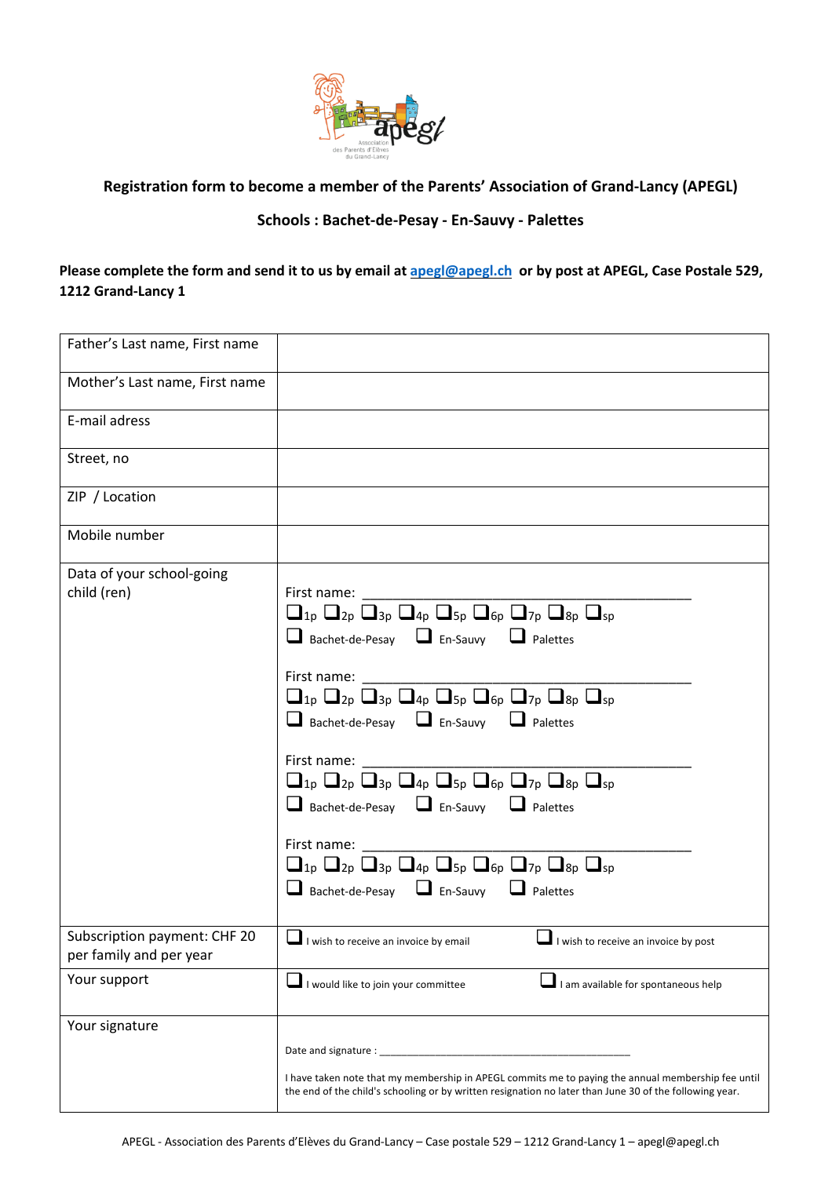**Registration form to become a member of the Parents' Association of Grand-Lancy (APEGL)**

**Schools : Bachet-de-Pesay - En-Sauvy - Palettes**

**Please complete the form and send it to us by email at [apegl@apegl.ch](mailto:apegl@apegl.ch) or by post at APEGL, Case Postale 529, 1212 Grand-Lancy 1**

| | |
|---|---|
| Father's Last name, First name | |
| Mother's Last name, First name | |
| E-mail adress | |
| Street, no | |
| ZIP / Location | |
| Mobile number | |
| Data of your school-going child (ren) | First name: ______________________<br>❑1p ❑2p ❑3p ❑4p ❑5p ❑6p ❑7p ❑8p ❑sp<br>❑ Bachet-de-Pesay ❑ En-Sauvy ❑ Palettes<br><br>First name: ______________________<br>❑1p ❑2p ❑3p ❑4p ❑5p ❑6p ❑7p ❑8p ❑sp<br>❑ Bachet-de-Pesay ❑ En-Sauvy ❑ Palettes<br><br>First name: ______________________<br>❑1p ❑2p ❑3p ❑4p ❑5p ❑6p ❑7p ❑8p ❑sp<br>❑ Bachet-de-Pesay ❑ En-Sauvy ❑ Palettes<br><br>First name: ______________________<br>❑1p ❑2p ❑3p ❑4p ❑5p ❑6p ❑7p ❑8p ❑sp<br>❑ Bachet-de-Pesay ❑ En-Sauvy ❑ Palettes |
| Subscription payment: CHF 20 per family and per year | ❑ I wish to receive an invoice by email ❑ I wish to receive an invoice by post |
| Your support | ❑ I would like to join your committee ❑ I am available for spontaneous help |
| Your signature | Date and signature : ______________________<br><br>I have taken note that my membership in APEGL commits me to paying the annual membership fee until the end of the child's schooling or by written resignation no later than June 30 of the following year. |

APEGL - Association des Parents d'Elèves du Grand-Lancy – Case postale 529 – 1212 Grand-Lancy 1 – apegl@apegl.ch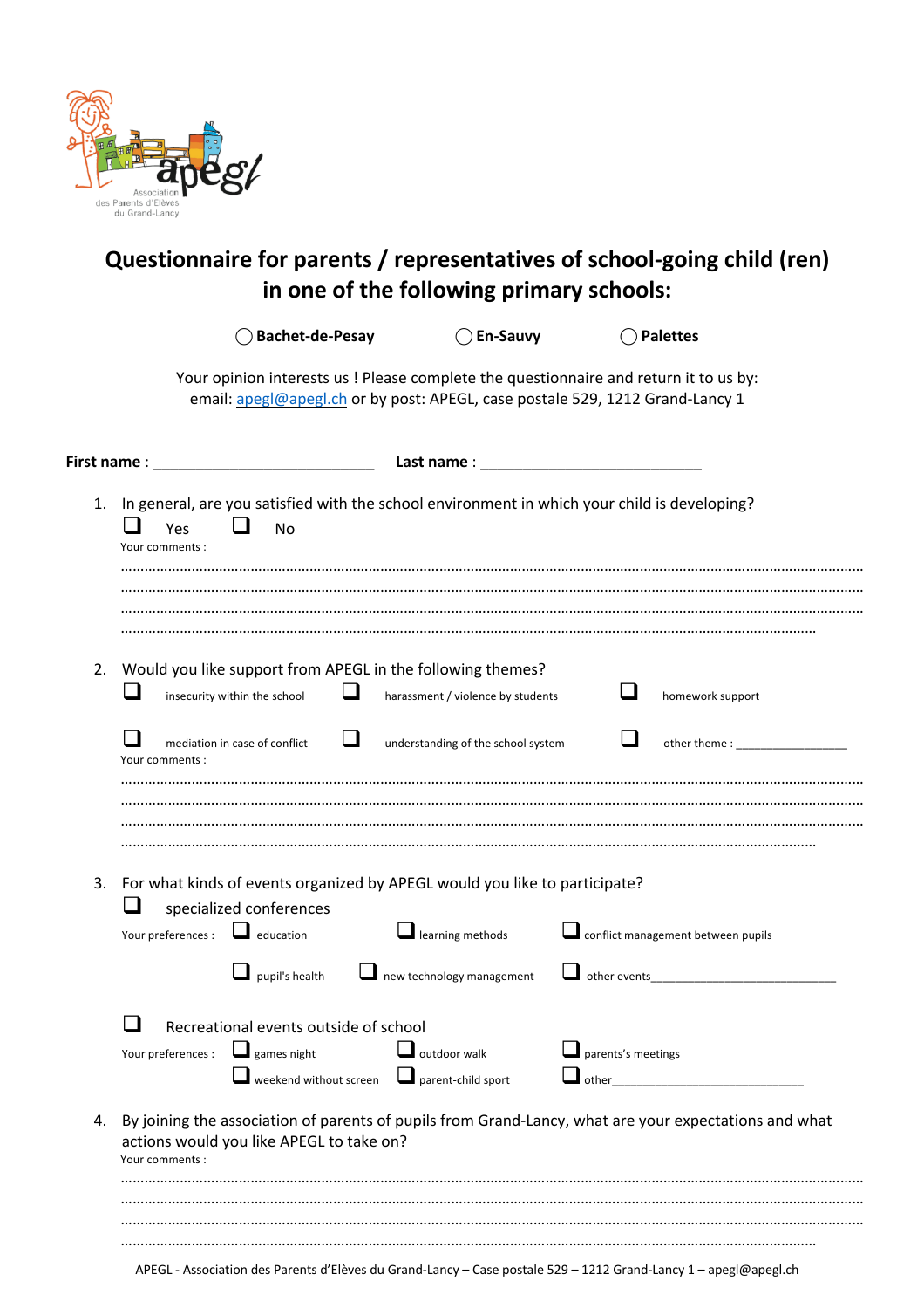# Questionnaire for parents / representatives of school-going child (ren) in one of the following primary schools:

◯ **Bachet-de-Pesay** ◯ **En-Sauvy** ◯ **Palettes**

Your opinion interests us ! Please complete the questionnaire and return it to us by:
email: apegl@apegl.ch or by post: APEGL, case postale 529, 1212 Grand-Lancy 1

**First name** : ___________________________ **Last name** : ___________________________

1. In general, are you satisfied with the school environment in which your child is developing?

   ❑ Yes ❑ No

   Your comments :

   ………………………………………………………………………………………………………………………………………………
   ………………………………………………………………………………………………………………………………………………
   ………………………………………………………………………………………………………………………………………………
   ………………………………………………………………………………………………………………………………………

2. Would you like support from APEGL in the following themes?

   ❑ insecurity within the school ❑ harassment / violence by students ❑ homework support

   ❑ mediation in case of conflict ❑ understanding of the school system ❑ other theme : _________________

   Your comments :

   ………………………………………………………………………………………………………………………………………………
   ………………………………………………………………………………………………………………………………………………
   ………………………………………………………………………………………………………………………………………………
   ………………………………………………………………………………………………………………………………………

3. For what kinds of events organized by APEGL would you like to participate?

   ❑ specialized conferences

   Your preferences : ❑ education ❑ learning methods ❑ conflict management between pupils

   ❑ pupil's health ❑ new technology management ❑ other events____________________________

   ❑ Recreational events outside of school

   Your preferences : ❑ games night ❑ outdoor walk ❑ parents's meetings

   ❑ weekend without screen ❑ parent-child sport ❑ other______________________________

4. By joining the association of parents of pupils from Grand-Lancy, what are your expectations and what actions would you like APEGL to take on?

   Your comments :

   ………………………………………………………………………………………………………………………………………………
   ………………………………………………………………………………………………………………………………………………
   ………………………………………………………………………………………………………………………………………………
   ………………………………………………………………………………………………………………………………………

APEGL - Association des Parents d'Elèves du Grand-Lancy – Case postale 529 – 1212 Grand-Lancy 1 – apegl@apegl.ch